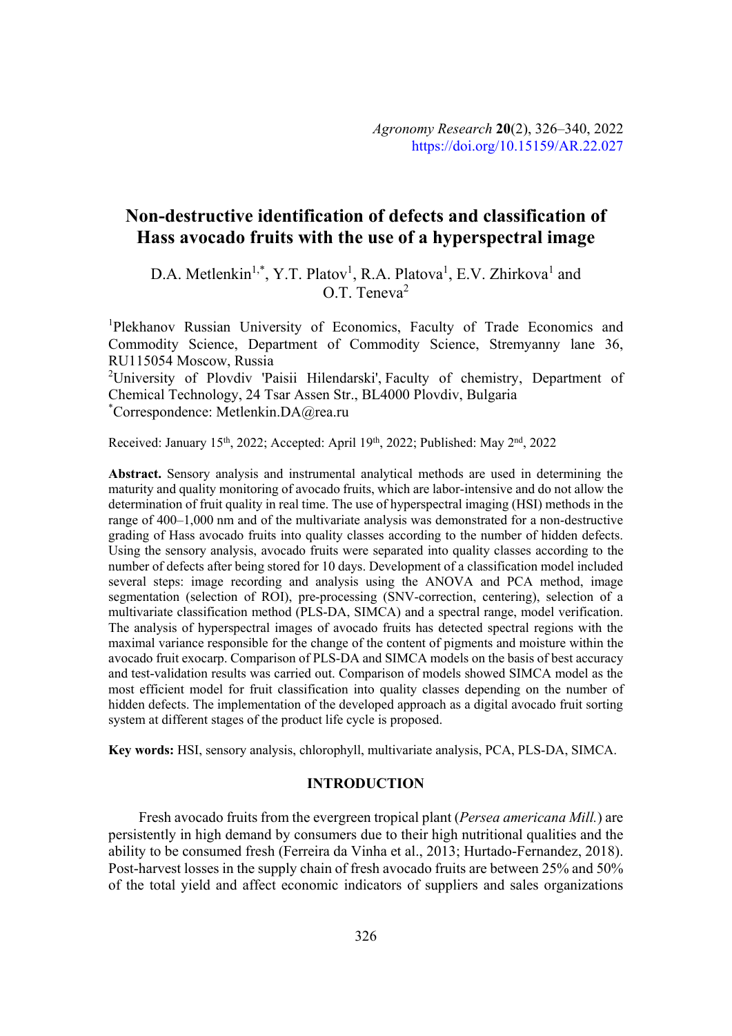*Agronomy Research* **20**(2), 326–340, 2022
https://doi.org/10.15159/AR.22.027

# Non-destructive identification of defects and classification of Hass avocado fruits with the use of a hyperspectral image

D.A. Metlenkin[1,*], Y.T. Platov[1], R.A. Platova[1], E.V. Zhirkova[1] and O.T. Teneva[2]

[1]Plekhanov Russian University of Economics, Faculty of Trade Economics and Commodity Science, Department of Commodity Science, Stremyanny lane 36, RU115054 Moscow, Russia
[2]University of Plovdiv 'Paisii Hilendarski', Faculty of chemistry, Department of Chemical Technology, 24 Tsar Assen Str., BL4000 Plovdiv, Bulgaria
[*]Correspondence: Metlenkin.DA@rea.ru

Received: January 15th, 2022; Accepted: April 19th, 2022; Published: May 2nd, 2022

**Abstract.** Sensory analysis and instrumental analytical methods are used in determining the maturity and quality monitoring of avocado fruits, which are labor-intensive and do not allow the determination of fruit quality in real time. The use of hyperspectral imaging (HSI) methods in the range of 400–1,000 nm and of the multivariate analysis was demonstrated for a non-destructive grading of Hass avocado fruits into quality classes according to the number of hidden defects. Using the sensory analysis, avocado fruits were separated into quality classes according to the number of defects after being stored for 10 days. Development of a classification model included several steps: image recording and analysis using the ANOVA and PCA method, image segmentation (selection of ROI), pre-processing (SNV-correction, centering), selection of a multivariate classification method (PLS-DA, SIMCA) and a spectral range, model verification. The analysis of hyperspectral images of avocado fruits has detected spectral regions with the maximal variance responsible for the change of the content of pigments and moisture within the avocado fruit exocarp. Comparison of PLS-DA and SIMCA models on the basis of best accuracy and test-validation results was carried out. Comparison of models showed SIMCA model as the most efficient model for fruit classification into quality classes depending on the number of hidden defects. The implementation of the developed approach as a digital avocado fruit sorting system at different stages of the product life cycle is proposed.

**Key words:** HSI, sensory analysis, chlorophyll, multivariate analysis, PCA, PLS-DA, SIMCA.

## INTRODUCTION

Fresh avocado fruits from the evergreen tropical plant (*Persea americana Mill.*) are persistently in high demand by consumers due to their high nutritional qualities and the ability to be consumed fresh (Ferreira da Vinha et al., 2013; Hurtado-Fernandez, 2018). Post-harvest losses in the supply chain of fresh avocado fruits are between 25% and 50% of the total yield and affect economic indicators of suppliers and sales organizations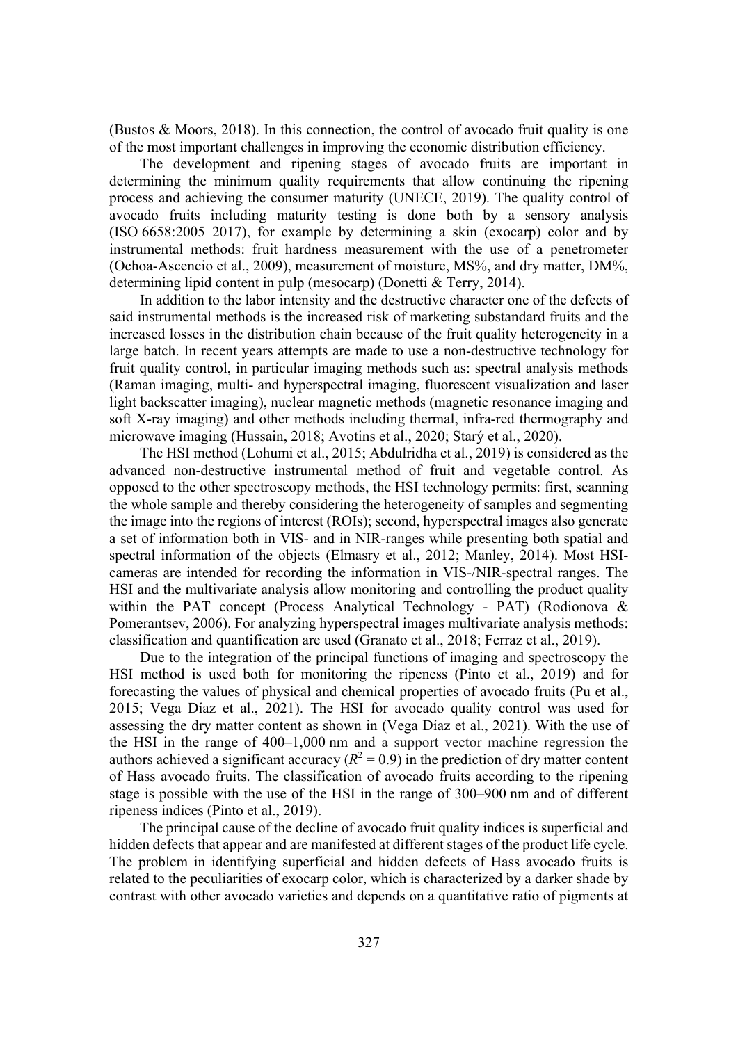(Bustos & Moors, 2018). In this connection, the control of avocado fruit quality is one of the most important challenges in improving the economic distribution efficiency.

The development and ripening stages of avocado fruits are important in determining the minimum quality requirements that allow continuing the ripening process and achieving the consumer maturity (UNECE, 2019). The quality control of avocado fruits including maturity testing is done both by a sensory analysis (ISO 6658:2005 2017), for example by determining a skin (exocarp) color and by instrumental methods: fruit hardness measurement with the use of a penetrometer (Ochoa-Ascencio et al., 2009), measurement of moisture, MS%, and dry matter, DM%, determining lipid content in pulp (mesocarp) (Donetti & Terry, 2014).

In addition to the labor intensity and the destructive character one of the defects of said instrumental methods is the increased risk of marketing substandard fruits and the increased losses in the distribution chain because of the fruit quality heterogeneity in a large batch. In recent years attempts are made to use a non-destructive technology for fruit quality control, in particular imaging methods such as: spectral analysis methods (Raman imaging, multi- and hyperspectral imaging, fluorescent visualization and laser light backscatter imaging), nuclear magnetic methods (magnetic resonance imaging and soft X-ray imaging) and other methods including thermal, infra-red thermography and microwave imaging (Hussain, 2018; Avotins et al., 2020; Starý et al., 2020).

The HSI method (Lohumi et al., 2015; Abdulridha et al., 2019) is considered as the advanced non-destructive instrumental method of fruit and vegetable control. As opposed to the other spectroscopy methods, the HSI technology permits: first, scanning the whole sample and thereby considering the heterogeneity of samples and segmenting the image into the regions of interest (ROIs); second, hyperspectral images also generate a set of information both in VIS- and in NIR-ranges while presenting both spatial and spectral information of the objects (Elmasry et al., 2012; Manley, 2014). Most HSI-cameras are intended for recording the information in VIS-/NIR-spectral ranges. The HSI and the multivariate analysis allow monitoring and controlling the product quality within the PAT concept (Process Analytical Technology - PAT) (Rodionova & Pomerantsev, 2006). For analyzing hyperspectral images multivariate analysis methods: classification and quantification are used (Granato et al., 2018; Ferraz et al., 2019).

Due to the integration of the principal functions of imaging and spectroscopy the HSI method is used both for monitoring the ripeness (Pinto et al., 2019) and for forecasting the values of physical and chemical properties of avocado fruits (Pu et al., 2015; Vega Díaz et al., 2021). The HSI for avocado quality control was used for assessing the dry matter content as shown in (Vega Díaz et al., 2021). With the use of the HSI in the range of 400–1,000 nm and a support vector machine regression the authors achieved a significant accuracy ($R^2 = 0.9$) in the prediction of dry matter content of Hass avocado fruits. The classification of avocado fruits according to the ripening stage is possible with the use of the HSI in the range of 300–900 nm and of different ripeness indices (Pinto et al., 2019).

The principal cause of the decline of avocado fruit quality indices is superficial and hidden defects that appear and are manifested at different stages of the product life cycle. The problem in identifying superficial and hidden defects of Hass avocado fruits is related to the peculiarities of exocarp color, which is characterized by a darker shade by contrast with other avocado varieties and depends on a quantitative ratio of pigments at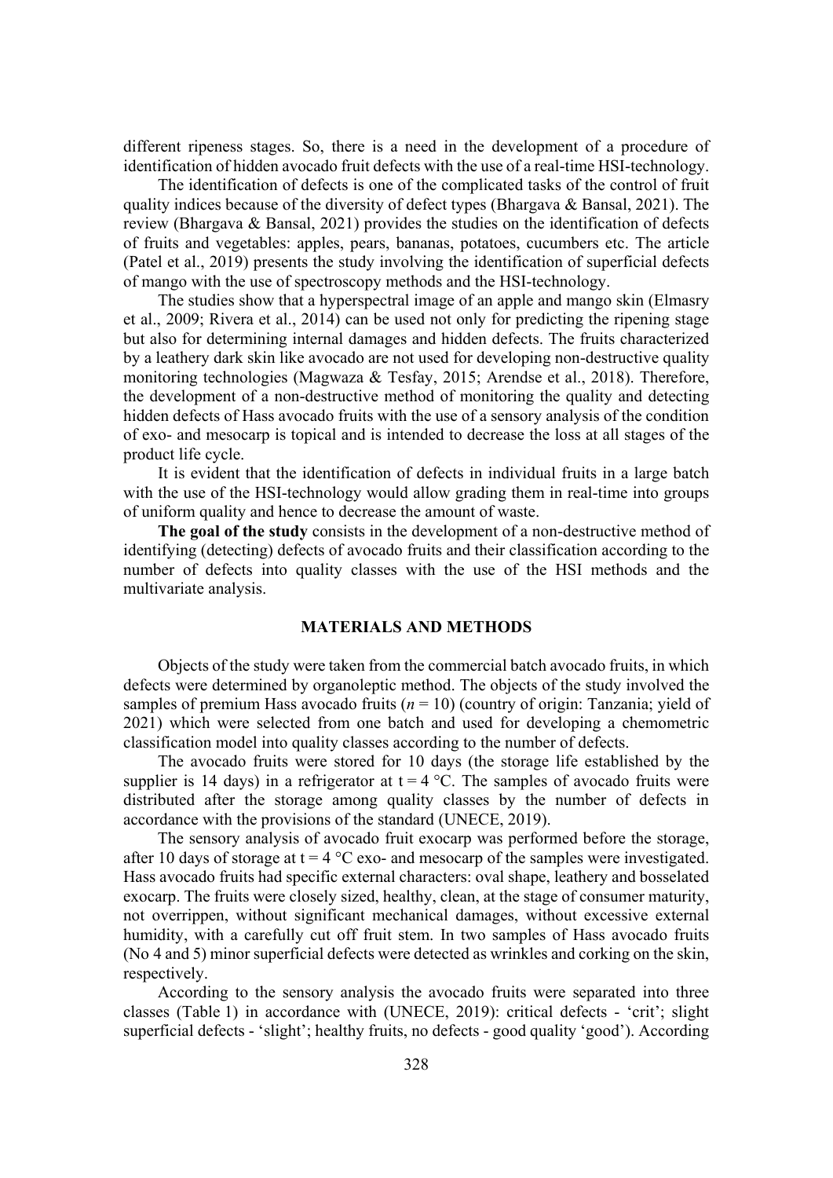different ripeness stages. So, there is a need in the development of a procedure of identification of hidden avocado fruit defects with the use of a real-time HSI-technology.

The identification of defects is one of the complicated tasks of the control of fruit quality indices because of the diversity of defect types (Bhargava & Bansal, 2021). The review (Bhargava & Bansal, 2021) provides the studies on the identification of defects of fruits and vegetables: apples, pears, bananas, potatoes, cucumbers etc. The article (Patel et al., 2019) presents the study involving the identification of superficial defects of mango with the use of spectroscopy methods and the HSI-technology.

The studies show that a hyperspectral image of an apple and mango skin (Elmasry et al., 2009; Rivera et al., 2014) can be used not only for predicting the ripening stage but also for determining internal damages and hidden defects. The fruits characterized by a leathery dark skin like avocado are not used for developing non-destructive quality monitoring technologies (Magwaza & Tesfay, 2015; Arendse et al., 2018). Therefore, the development of a non-destructive method of monitoring the quality and detecting hidden defects of Hass avocado fruits with the use of a sensory analysis of the condition of exo- and mesocarp is topical and is intended to decrease the loss at all stages of the product life cycle.

It is evident that the identification of defects in individual fruits in a large batch with the use of the HSI-technology would allow grading them in real-time into groups of uniform quality and hence to decrease the amount of waste.

**The goal of the study** consists in the development of a non-destructive method of identifying (detecting) defects of avocado fruits and their classification according to the number of defects into quality classes with the use of the HSI methods and the multivariate analysis.

## MATERIALS AND METHODS

Objects of the study were taken from the commercial batch avocado fruits, in which defects were determined by organoleptic method. The objects of the study involved the samples of premium Hass avocado fruits ($n$ = 10) (country of origin: Tanzania; yield of 2021) which were selected from one batch and used for developing a chemometric classification model into quality classes according to the number of defects.

The avocado fruits were stored for 10 days (the storage life established by the supplier is 14 days) in a refrigerator at $t = 4$ °C. The samples of avocado fruits were distributed after the storage among quality classes by the number of defects in accordance with the provisions of the standard (UNECE, 2019).

The sensory analysis of avocado fruit exocarp was performed before the storage, after 10 days of storage at $t = 4$ °C exo- and mesocarp of the samples were investigated. Hass avocado fruits had specific external characters: oval shape, leathery and bosselated exocarp. The fruits were closely sized, healthy, clean, at the stage of consumer maturity, not overrippen, without significant mechanical damages, without excessive external humidity, with a carefully cut off fruit stem. In two samples of Hass avocado fruits (No 4 and 5) minor superficial defects were detected as wrinkles and corking on the skin, respectively.

According to the sensory analysis the avocado fruits were separated into three classes (Table 1) in accordance with (UNECE, 2019): critical defects - 'crit'; slight superficial defects - 'slight'; healthy fruits, no defects - good quality 'good'). According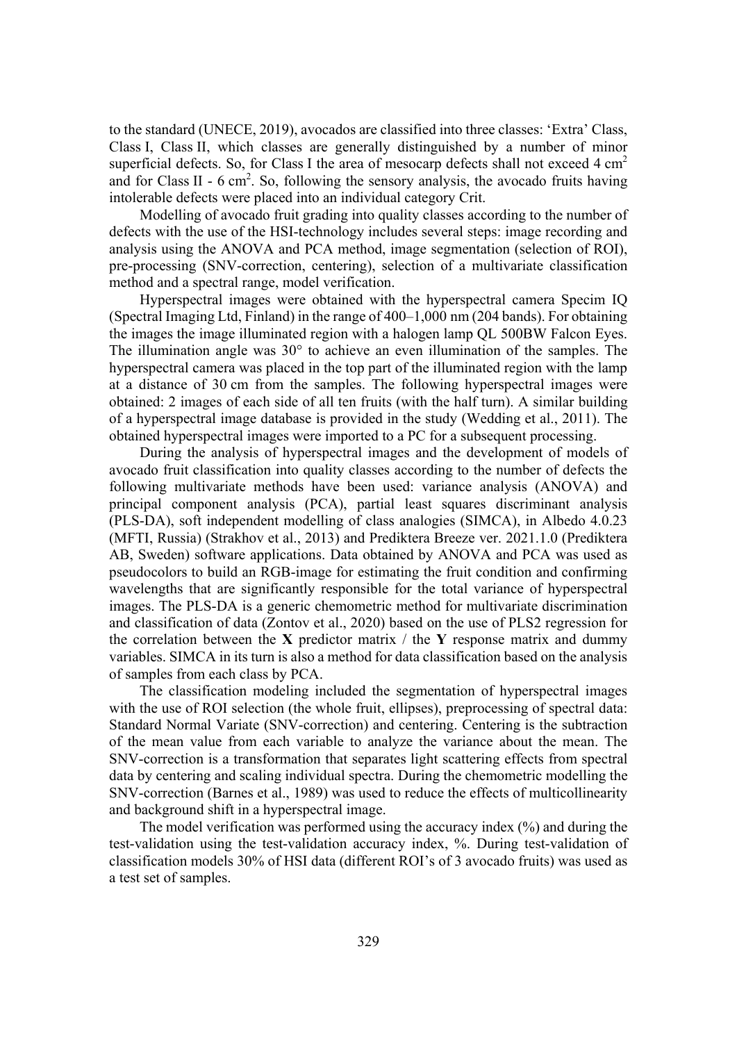to the standard (UNECE, 2019), avocados are classified into three classes: 'Extra' Class, Class I, Class II, which classes are generally distinguished by a number of minor superficial defects. So, for Class I the area of mesocarp defects shall not exceed 4 $cm^2$ and for Class II - 6 $cm^2$. So, following the sensory analysis, the avocado fruits having intolerable defects were placed into an individual category Crit.

Modelling of avocado fruit grading into quality classes according to the number of defects with the use of the HSI-technology includes several steps: image recording and analysis using the ANOVA and PCA method, image segmentation (selection of ROI), pre-processing (SNV-correction, centering), selection of a multivariate classification method and a spectral range, model verification.

Hyperspectral images were obtained with the hyperspectral camera Specim IQ (Spectral Imaging Ltd, Finland) in the range of 400–1,000 nm (204 bands). For obtaining the images the image illuminated region with a halogen lamp QL 500BW Falcon Eyes. The illumination angle was 30° to achieve an even illumination of the samples. The hyperspectral camera was placed in the top part of the illuminated region with the lamp at a distance of 30 cm from the samples. The following hyperspectral images were obtained: 2 images of each side of all ten fruits (with the half turn). A similar building of a hyperspectral image database is provided in the study (Wedding et al., 2011). The obtained hyperspectral images were imported to a PC for a subsequent processing.

During the analysis of hyperspectral images and the development of models of avocado fruit classification into quality classes according to the number of defects the following multivariate methods have been used: variance analysis (ANOVA) and principal component analysis (PCA), partial least squares discriminant analysis (PLS-DA), soft independent modelling of class analogies (SIMCA), in Albedo 4.0.23 (MFTI, Russia) (Strakhov et al., 2013) and Prediktera Breeze ver. 2021.1.0 (Prediktera AB, Sweden) software applications. Data obtained by ANOVA and PCA was used as pseudocolors to build an RGB-image for estimating the fruit condition and confirming wavelengths that are significantly responsible for the total variance of hyperspectral images. The PLS-DA is a generic chemometric method for multivariate discrimination and classification of data (Zontov et al., 2020) based on the use of PLS2 regression for the correlation between the **X** predictor matrix / the **Y** response matrix and dummy variables. SIMCA in its turn is also a method for data classification based on the analysis of samples from each class by PCA.

The classification modeling included the segmentation of hyperspectral images with the use of ROI selection (the whole fruit, ellipses), preprocessing of spectral data: Standard Normal Variate (SNV-correction) and centering. Centering is the subtraction of the mean value from each variable to analyze the variance about the mean. The SNV-correction is a transformation that separates light scattering effects from spectral data by centering and scaling individual spectra. During the chemometric modelling the SNV-correction (Barnes et al., 1989) was used to reduce the effects of multicollinearity and background shift in a hyperspectral image.

The model verification was performed using the accuracy index (%) and during the test-validation using the test-validation accuracy index, %. During test-validation of classification models 30% of HSI data (different ROI's of 3 avocado fruits) was used as a test set of samples.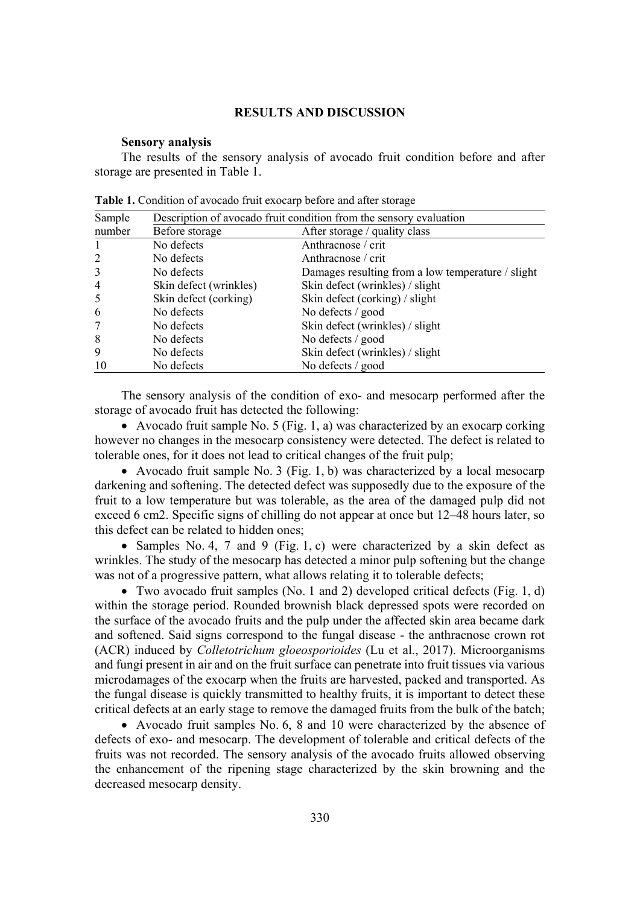## RESULTS AND DISCUSSION

### Sensory analysis

The results of the sensory analysis of avocado fruit condition before and after storage are presented in Table 1.

**Table 1.** Condition of avocado fruit exocarp before and after storage

| Sample number | Description of avocado fruit condition from the sensory evaluation | |
|---|---|---|
| | Before storage | After storage / quality class |
| 1 | No defects | Anthracnose / crit |
| 2 | No defects | Anthracnose / crit |
| 3 | No defects | Damages resulting from a low temperature / slight |
| 4 | Skin defect (wrinkles) | Skin defect (wrinkles) / slight |
| 5 | Skin defect (corking) | Skin defect (corking) / slight |
| 6 | No defects | No defects / good |
| 7 | No defects | Skin defect (wrinkles) / slight |
| 8 | No defects | No defects / good |
| 9 | No defects | Skin defect (wrinkles) / slight |
| 10 | No defects | No defects / good |

The sensory analysis of the condition of exo- and mesocarp performed after the storage of avocado fruit has detected the following:

- Avocado fruit sample No. 5 (Fig. 1, a) was characterized by an exocarp corking however no changes in the mesocarp consistency were detected. The defect is related to tolerable ones, for it does not lead to critical changes of the fruit pulp;
- Avocado fruit sample No. 3 (Fig. 1, b) was characterized by a local mesocarp darkening and softening. The detected defect was supposedly due to the exposure of the fruit to a low temperature but was tolerable, as the area of the damaged pulp did not exceed 6 cm2. Specific signs of chilling do not appear at once but 12–48 hours later, so this defect can be related to hidden ones;
- Samples No. 4, 7 and 9 (Fig. 1, c) were characterized by a skin defect as wrinkles. The study of the mesocarp has detected a minor pulp softening but the change was not of a progressive pattern, what allows relating it to tolerable defects;
- Two avocado fruit samples (No. 1 and 2) developed critical defects (Fig. 1, d) within the storage period. Rounded brownish black depressed spots were recorded on the surface of the avocado fruits and the pulp under the affected skin area became dark and softened. Said signs correspond to the fungal disease - the anthracnose crown rot (ACR) induced by *Colletotrichum gloeosporioides* (Lu et al., 2017). Microorganisms and fungi present in air and on the fruit surface can penetrate into fruit tissues via various microdamages of the exocarp when the fruits are harvested, packed and transported. As the fungal disease is quickly transmitted to healthy fruits, it is important to detect these critical defects at an early stage to remove the damaged fruits from the bulk of the batch;
- Avocado fruit samples No. 6, 8 and 10 were characterized by the absence of defects of exo- and mesocarp. The development of tolerable and critical defects of the fruits was not recorded. The sensory analysis of the avocado fruits allowed observing the enhancement of the ripening stage characterized by the skin browning and the decreased mesocarp density.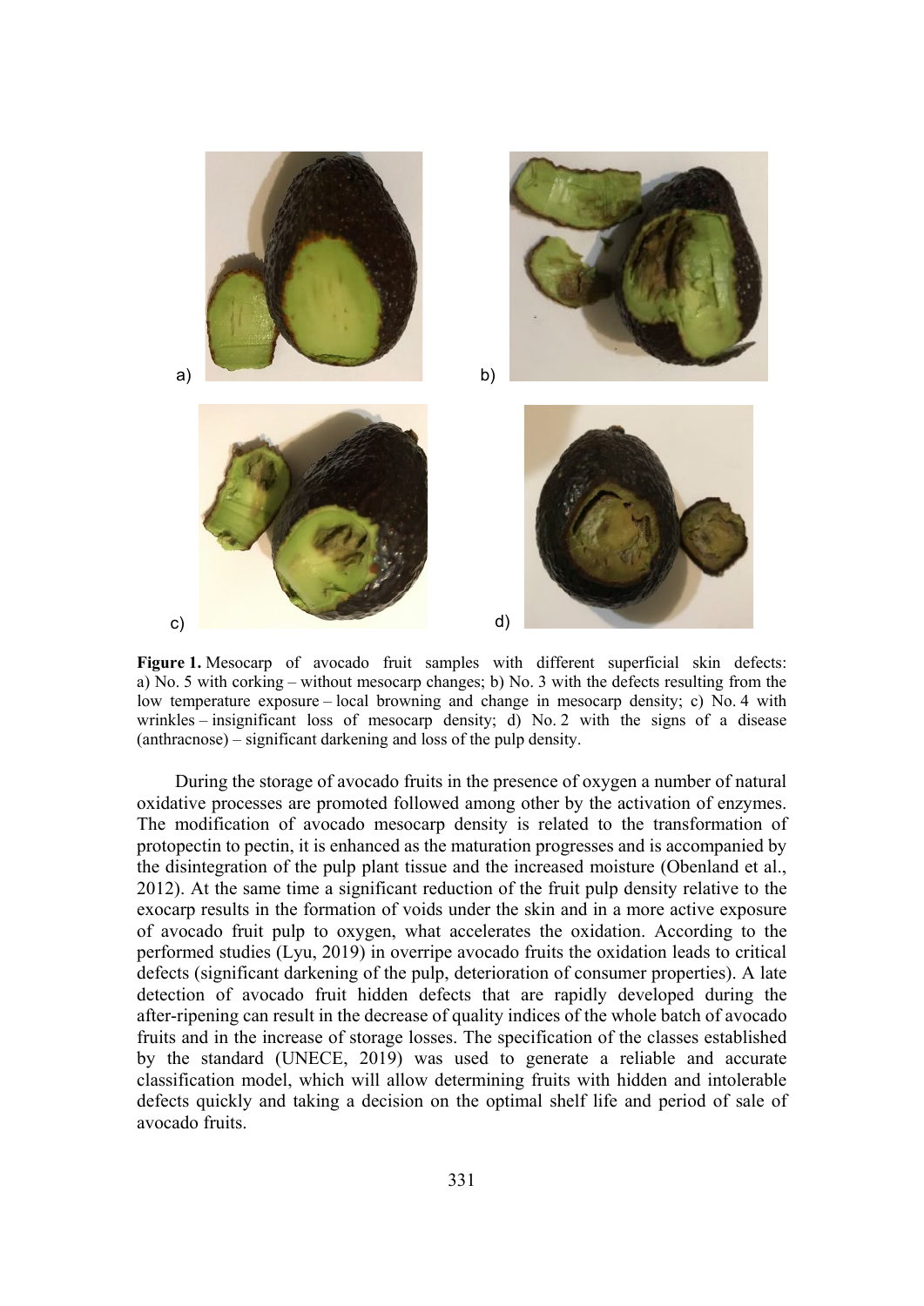**Figure 1.** Mesocarp of avocado fruit samples with different superficial skin defects: a) No. 5 with corking – without mesocarp changes; b) No. 3 with the defects resulting from the low temperature exposure – local browning and change in mesocarp density; c) No. 4 with wrinkles – insignificant loss of mesocarp density; d) No. 2 with the signs of a disease (anthracnose) – significant darkening and loss of the pulp density.

During the storage of avocado fruits in the presence of oxygen a number of natural oxidative processes are promoted followed among other by the activation of enzymes. The modification of avocado mesocarp density is related to the transformation of protopectin to pectin, it is enhanced as the maturation progresses and is accompanied by the disintegration of the pulp plant tissue and the increased moisture (Obenland et al., 2012). At the same time a significant reduction of the fruit pulp density relative to the exocarp results in the formation of voids under the skin and in a more active exposure of avocado fruit pulp to oxygen, what accelerates the oxidation. According to the performed studies (Lyu, 2019) in overripe avocado fruits the oxidation leads to critical defects (significant darkening of the pulp, deterioration of consumer properties). A late detection of avocado fruit hidden defects that are rapidly developed during the after-ripening can result in the decrease of quality indices of the whole batch of avocado fruits and in the increase of storage losses. The specification of the classes established by the standard (UNECE, 2019) was used to generate a reliable and accurate classification model, which will allow determining fruits with hidden and intolerable defects quickly and taking a decision on the optimal shelf life and period of sale of avocado fruits.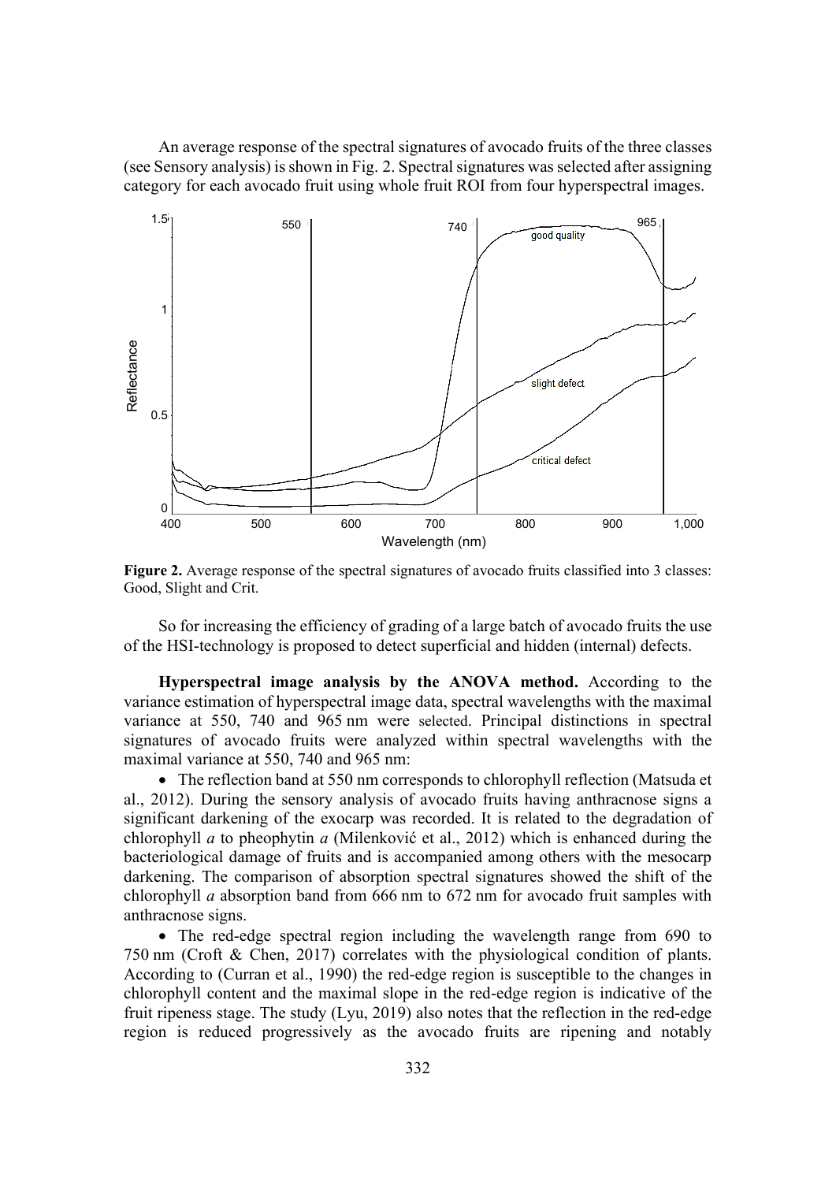An average response of the spectral signatures of avocado fruits of the three classes (see Sensory analysis) is shown in Fig. 2. Spectral signatures was selected after assigning category for each avocado fruit using whole fruit ROI from four hyperspectral images.

**Figure 2.** Average response of the spectral signatures of avocado fruits classified into 3 classes: Good, Slight and Crit.

So for increasing the efficiency of grading of a large batch of avocado fruits the use of the HSI-technology is proposed to detect superficial and hidden (internal) defects.

**Hyperspectral image analysis by the ANOVA method.** According to the variance estimation of hyperspectral image data, spectral wavelengths with the maximal variance at 550, 740 and 965 nm were selected. Principal distinctions in spectral signatures of avocado fruits were analyzed within spectral wavelengths with the maximal variance at 550, 740 and 965 nm:

- The reflection band at 550 nm corresponds to chlorophyll reflection (Matsuda et al., 2012). During the sensory analysis of avocado fruits having anthracnose signs a significant darkening of the exocarp was recorded. It is related to the degradation of chlorophyll *a* to pheophytin *a* (Milenković et al., 2012) which is enhanced during the bacteriological damage of fruits and is accompanied among others with the mesocarp darkening. The comparison of absorption spectral signatures showed the shift of the chlorophyll *a* absorption band from 666 nm to 672 nm for avocado fruit samples with anthracnose signs.
- The red-edge spectral region including the wavelength range from 690 to 750 nm (Croft & Chen, 2017) correlates with the physiological condition of plants. According to (Curran et al., 1990) the red-edge region is susceptible to the changes in chlorophyll content and the maximal slope in the red-edge region is indicative of the fruit ripeness stage. The study (Lyu, 2019) also notes that the reflection in the red-edge region is reduced progressively as the avocado fruits are ripening and notably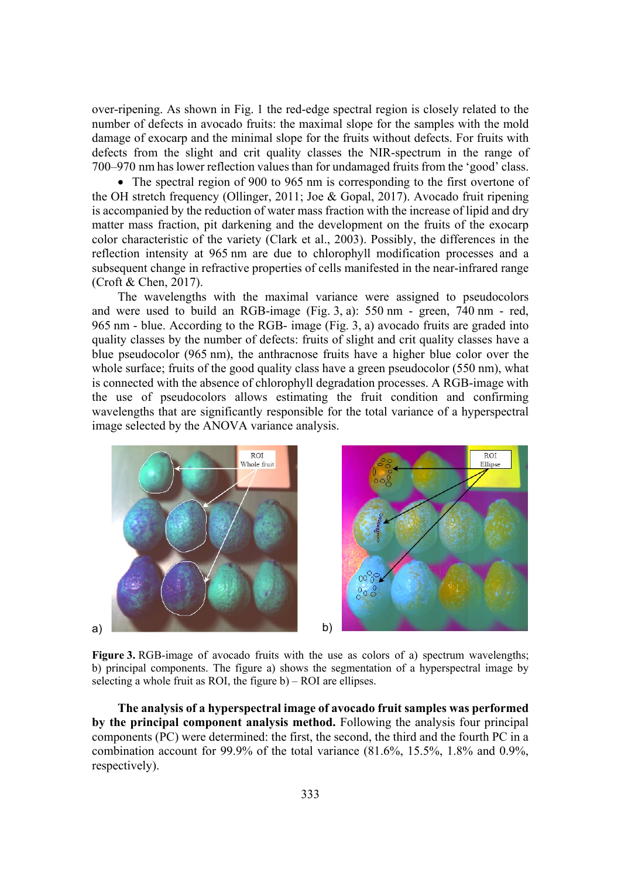over-ripening. As shown in Fig. 1 the red-edge spectral region is closely related to the number of defects in avocado fruits: the maximal slope for the samples with the mold damage of exocarp and the minimal slope for the fruits without defects. For fruits with defects from the slight and crit quality classes the NIR-spectrum in the range of 700–970 nm has lower reflection values than for undamaged fruits from the 'good' class.

- The spectral region of 900 to 965 nm is corresponding to the first overtone of the OH stretch frequency (Ollinger, 2011; Joe & Gopal, 2017). Avocado fruit ripening is accompanied by the reduction of water mass fraction with the increase of lipid and dry matter mass fraction, pit darkening and the development on the fruits of the exocarp color characteristic of the variety (Clark et al., 2003). Possibly, the differences in the reflection intensity at 965 nm are due to chlorophyll modification processes and a subsequent change in refractive properties of cells manifested in the near-infrared range (Croft & Chen, 2017).

The wavelengths with the maximal variance were assigned to pseudocolors and were used to build an RGB-image (Fig. 3, a): 550 nm - green, 740 nm - red, 965 nm - blue. According to the RGB- image (Fig. 3, a) avocado fruits are graded into quality classes by the number of defects: fruits of slight and crit quality classes have a blue pseudocolor (965 nm), the anthracnose fruits have a higher blue color over the whole surface; fruits of the good quality class have a green pseudocolor (550 nm), what is connected with the absence of chlorophyll degradation processes. A RGB-image with the use of pseudocolors allows estimating the fruit condition and confirming wavelengths that are significantly responsible for the total variance of a hyperspectral image selected by the ANOVA variance analysis.

**Figure 3.** RGB-image of avocado fruits with the use as colors of a) spectrum wavelengths; b) principal components. The figure a) shows the segmentation of a hyperspectral image by selecting a whole fruit as ROI, the figure b) – ROI are ellipses.

**The analysis of a hyperspectral image of avocado fruit samples was performed by the principal component analysis method.** Following the analysis four principal components (PC) were determined: the first, the second, the third and the fourth PC in a combination account for 99.9% of the total variance (81.6%, 15.5%, 1.8% and 0.9%, respectively).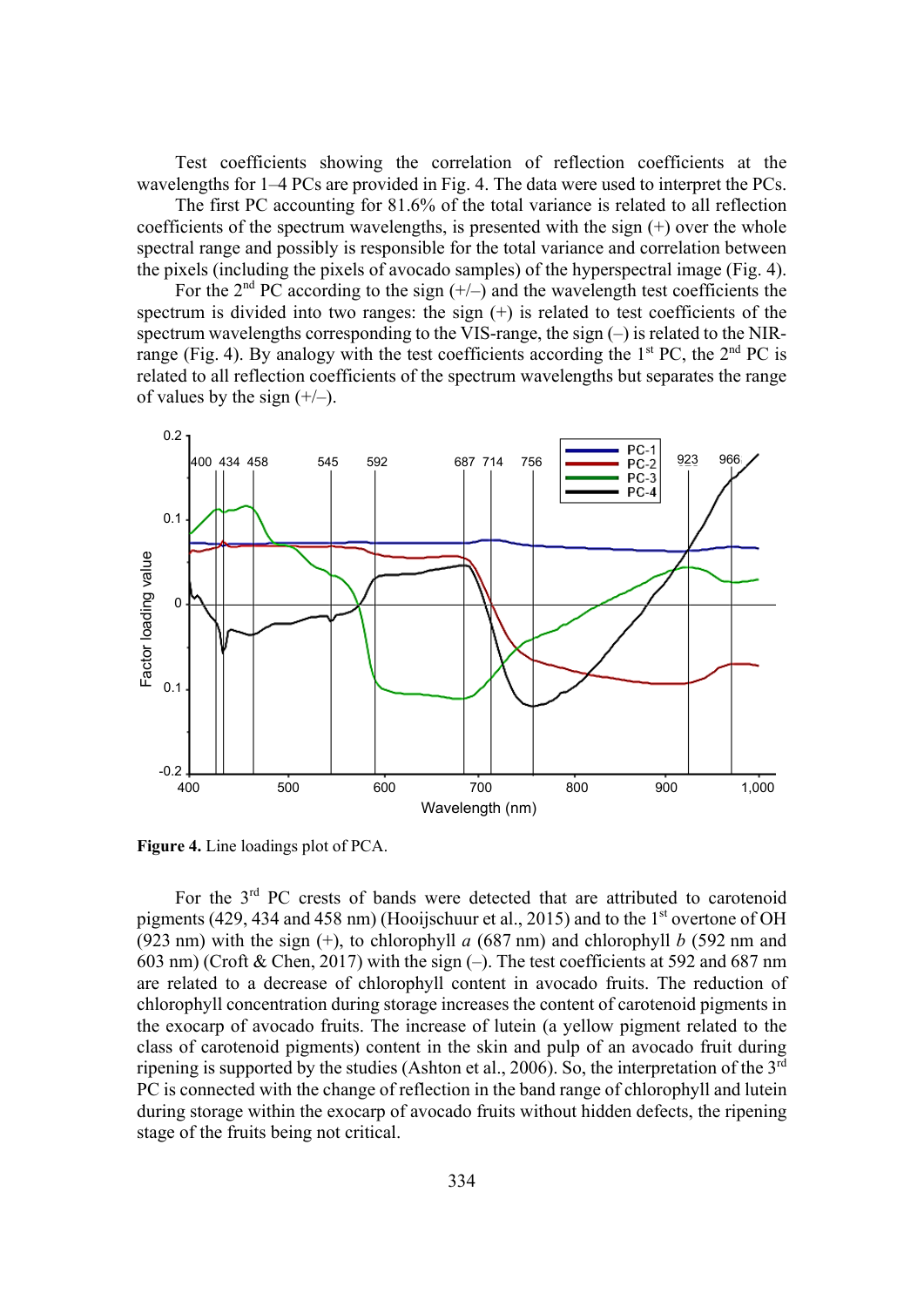Test coefficients showing the correlation of reflection coefficients at the wavelengths for 1–4 PCs are provided in Fig. 4. The data were used to interpret the PCs.

The first PC accounting for 81.6% of the total variance is related to all reflection coefficients of the spectrum wavelengths, is presented with the sign (+) over the whole spectral range and possibly is responsible for the total variance and correlation between the pixels (including the pixels of avocado samples) of the hyperspectral image (Fig. 4).

For the 2nd PC according to the sign (+/–) and the wavelength test coefficients the spectrum is divided into two ranges: the sign (+) is related to test coefficients of the spectrum wavelengths corresponding to the VIS-range, the sign (–) is related to the NIR-range (Fig. 4). By analogy with the test coefficients according the 1st PC, the 2nd PC is related to all reflection coefficients of the spectrum wavelengths but separates the range of values by the sign (+/–).

**Figure 4.** Line loadings plot of PCA.

For the 3rd PC crests of bands were detected that are attributed to carotenoid pigments (429, 434 and 458 nm) (Hooijschuur et al., 2015) and to the 1st overtone of OH (923 nm) with the sign (+), to chlorophyll *a* (687 nm) and chlorophyll *b* (592 nm and 603 nm) (Croft & Chen, 2017) with the sign (–). The test coefficients at 592 and 687 nm are related to a decrease of chlorophyll content in avocado fruits. The reduction of chlorophyll concentration during storage increases the content of carotenoid pigments in the exocarp of avocado fruits. The increase of lutein (a yellow pigment related to the class of carotenoid pigments) content in the skin and pulp of an avocado fruit during ripening is supported by the studies (Ashton et al., 2006). So, the interpretation of the 3rd PC is connected with the change of reflection in the band range of chlorophyll and lutein during storage within the exocarp of avocado fruits without hidden defects, the ripening stage of the fruits being not critical.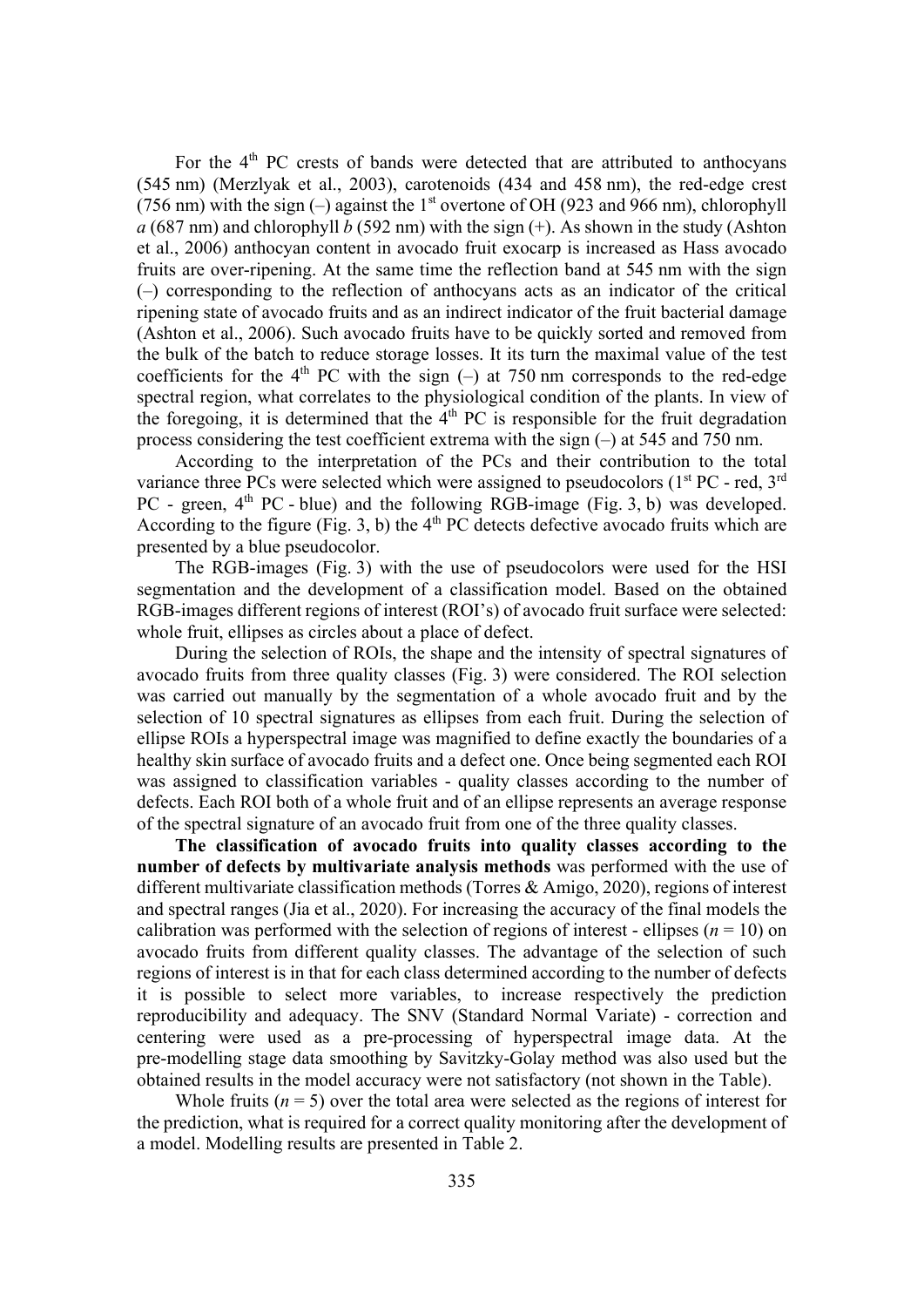For the $4^{th}$ PC crests of bands were detected that are attributed to anthocyans (545 nm) (Merzlyak et al., 2003), carotenoids (434 and 458 nm), the red-edge crest (756 nm) with the sign (–) against the $1^{st}$ overtone of OH (923 and 966 nm), chlorophyll *a* (687 nm) and chlorophyll *b* (592 nm) with the sign (+). As shown in the study (Ashton et al., 2006) anthocyan content in avocado fruit exocarp is increased as Hass avocado fruits are over-ripening. At the same time the reflection band at 545 nm with the sign (–) corresponding to the reflection of anthocyans acts as an indicator of the critical ripening state of avocado fruits and as an indirect indicator of the fruit bacterial damage (Ashton et al., 2006). Such avocado fruits have to be quickly sorted and removed from the bulk of the batch to reduce storage losses. It its turn the maximal value of the test coefficients for the $4^{th}$ PC with the sign (–) at 750 nm corresponds to the red-edge spectral region, what correlates to the physiological condition of the plants. In view of the foregoing, it is determined that the $4^{th}$ PC is responsible for the fruit degradation process considering the test coefficient extrema with the sign (–) at 545 and 750 nm.

According to the interpretation of the PCs and their contribution to the total variance three PCs were selected which were assigned to pseudocolors ($1^{st}$ PC - red, $3^{rd}$ PC - green, $4^{th}$ PC - blue) and the following RGB-image (Fig. 3, b) was developed. According to the figure (Fig. 3, b) the $4^{th}$ PC detects defective avocado fruits which are presented by a blue pseudocolor.

The RGB-images (Fig. 3) with the use of pseudocolors were used for the HSI segmentation and the development of a classification model. Based on the obtained RGB-images different regions of interest (ROI's) of avocado fruit surface were selected: whole fruit, ellipses as circles about a place of defect.

During the selection of ROIs, the shape and the intensity of spectral signatures of avocado fruits from three quality classes (Fig. 3) were considered. The ROI selection was carried out manually by the segmentation of a whole avocado fruit and by the selection of 10 spectral signatures as ellipses from each fruit. During the selection of ellipse ROIs a hyperspectral image was magnified to define exactly the boundaries of a healthy skin surface of avocado fruits and a defect one. Once being segmented each ROI was assigned to classification variables - quality classes according to the number of defects. Each ROI both of a whole fruit and of an ellipse represents an average response of the spectral signature of an avocado fruit from one of the three quality classes.

**The classification of avocado fruits into quality classes according to the number of defects by multivariate analysis methods** was performed with the use of different multivariate classification methods (Torres & Amigo, 2020), regions of interest and spectral ranges (Jia et al., 2020). For increasing the accuracy of the final models the calibration was performed with the selection of regions of interest - ellipses ($n = 10$) on avocado fruits from different quality classes. The advantage of the selection of such regions of interest is in that for each class determined according to the number of defects it is possible to select more variables, to increase respectively the prediction reproducibility and adequacy. The SNV (Standard Normal Variate) - correction and centering were used as a pre-processing of hyperspectral image data. At the pre-modelling stage data smoothing by Savitzky-Golay method was also used but the obtained results in the model accuracy were not satisfactory (not shown in the Table).

Whole fruits ($n = 5$) over the total area were selected as the regions of interest for the prediction, what is required for a correct quality monitoring after the development of a model. Modelling results are presented in Table 2.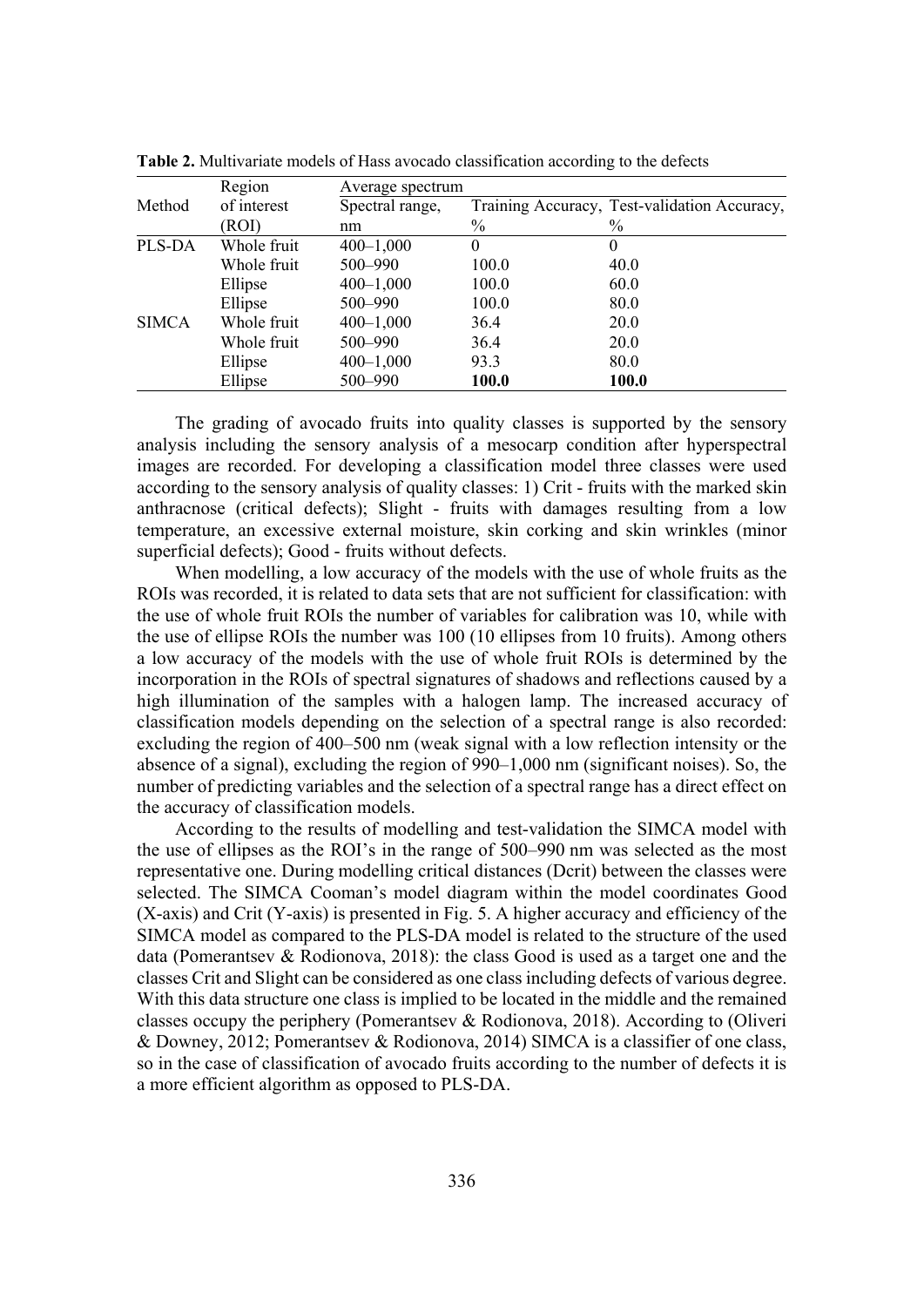**Table 2.** Multivariate models of Hass avocado classification according to the defects

| Method | Region of interest (ROI) | Average spectrum | | |
|---|---|---|---|---|
| | | Spectral range, nm | Training Accuracy, % | Test-validation Accuracy, % |
| PLS-DA | Whole fruit | 400–1,000 | 0 | 0 |
| | Whole fruit | 500–990 | 100.0 | 40.0 |
| | Ellipse | 400–1,000 | 100.0 | 60.0 |
| | Ellipse | 500–990 | 100.0 | 80.0 |
| SIMCA | Whole fruit | 400–1,000 | 36.4 | 20.0 |
| | Whole fruit | 500–990 | 36.4 | 20.0 |
| | Ellipse | 400–1,000 | 93.3 | 80.0 |
| | Ellipse | 500–990 | **100.0** | **100.0** |

The grading of avocado fruits into quality classes is supported by the sensory analysis including the sensory analysis of a mesocarp condition after hyperspectral images are recorded. For developing a classification model three classes were used according to the sensory analysis of quality classes: 1) Crit - fruits with the marked skin anthracnose (critical defects); Slight - fruits with damages resulting from a low temperature, an excessive external moisture, skin corking and skin wrinkles (minor superficial defects); Good - fruits without defects.

When modelling, a low accuracy of the models with the use of whole fruits as the ROIs was recorded, it is related to data sets that are not sufficient for classification: with the use of whole fruit ROIs the number of variables for calibration was 10, while with the use of ellipse ROIs the number was 100 (10 ellipses from 10 fruits). Among others a low accuracy of the models with the use of whole fruit ROIs is determined by the incorporation in the ROIs of spectral signatures of shadows and reflections caused by a high illumination of the samples with a halogen lamp. The increased accuracy of classification models depending on the selection of a spectral range is also recorded: excluding the region of 400–500 nm (weak signal with a low reflection intensity or the absence of a signal), excluding the region of 990–1,000 nm (significant noises). So, the number of predicting variables and the selection of a spectral range has a direct effect on the accuracy of classification models.

According to the results of modelling and test-validation the SIMCA model with the use of ellipses as the ROI's in the range of 500–990 nm was selected as the most representative one. During modelling critical distances (Dcrit) between the classes were selected. The SIMCA Cooman's model diagram within the model coordinates Good (X-axis) and Crit (Y-axis) is presented in Fig. 5. A higher accuracy and efficiency of the SIMCA model as compared to the PLS-DA model is related to the structure of the used data (Pomerantsev & Rodionova, 2018): the class Good is used as a target one and the classes Crit and Slight can be considered as one class including defects of various degree. With this data structure one class is implied to be located in the middle and the remained classes occupy the periphery (Pomerantsev & Rodionova, 2018). According to (Oliveri & Downey, 2012; Pomerantsev & Rodionova, 2014) SIMCA is a classifier of one class, so in the case of classification of avocado fruits according to the number of defects it is a more efficient algorithm as opposed to PLS-DA.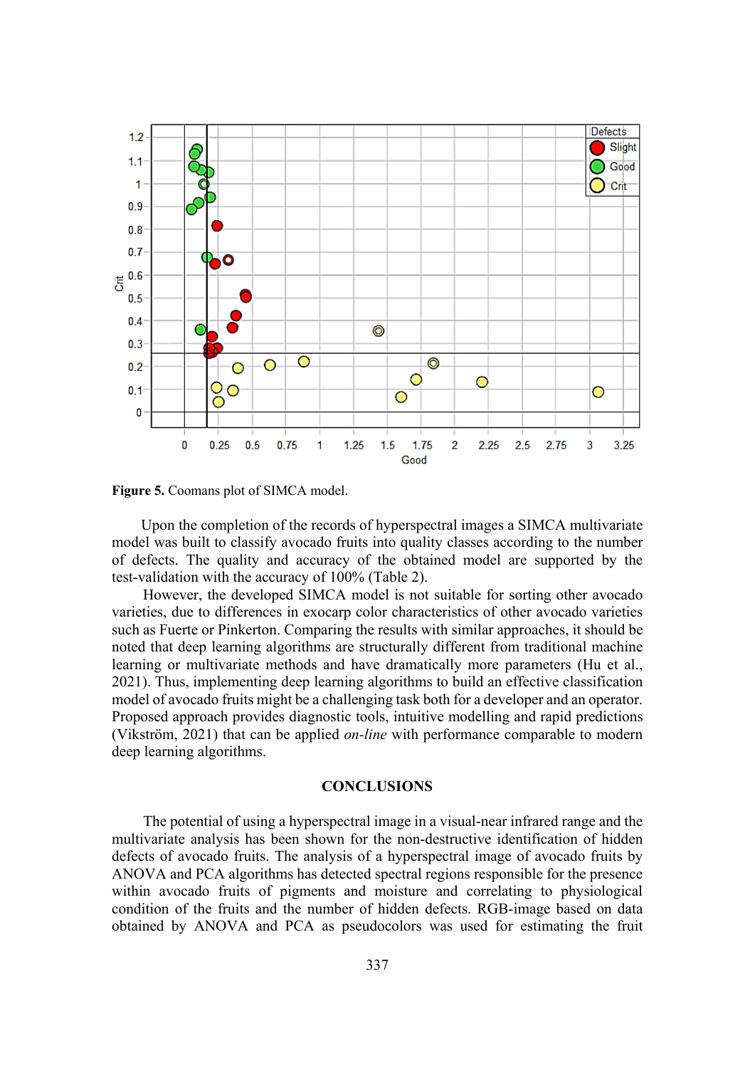**Figure 5.** Coomans plot of SIMCA model.

Upon the completion of the records of hyperspectral images a SIMCA multivariate model was built to classify avocado fruits into quality classes according to the number of defects. The quality and accuracy of the obtained model are supported by the test-validation with the accuracy of 100% (Table 2).

However, the developed SIMCA model is not suitable for sorting other avocado varieties, due to differences in exocarp color characteristics of other avocado varieties such as Fuerte or Pinkerton. Comparing the results with similar approaches, it should be noted that deep learning algorithms are structurally different from traditional machine learning or multivariate methods and have dramatically more parameters (Hu et al., 2021). Thus, implementing deep learning algorithms to build an effective classification model of avocado fruits might be a challenging task both for a developer and an operator. Proposed approach provides diagnostic tools, intuitive modelling and rapid predictions (Vikström, 2021) that can be applied *on-line* with performance comparable to modern deep learning algorithms.

## CONCLUSIONS

The potential of using a hyperspectral image in a visual-near infrared range and the multivariate analysis has been shown for the non-destructive identification of hidden defects of avocado fruits. The analysis of a hyperspectral image of avocado fruits by ANOVA and PCA algorithms has detected spectral regions responsible for the presence within avocado fruits of pigments and moisture and correlating to physiological condition of the fruits and the number of hidden defects. RGB-image based on data obtained by ANOVA and PCA as pseudocolors was used for estimating the fruit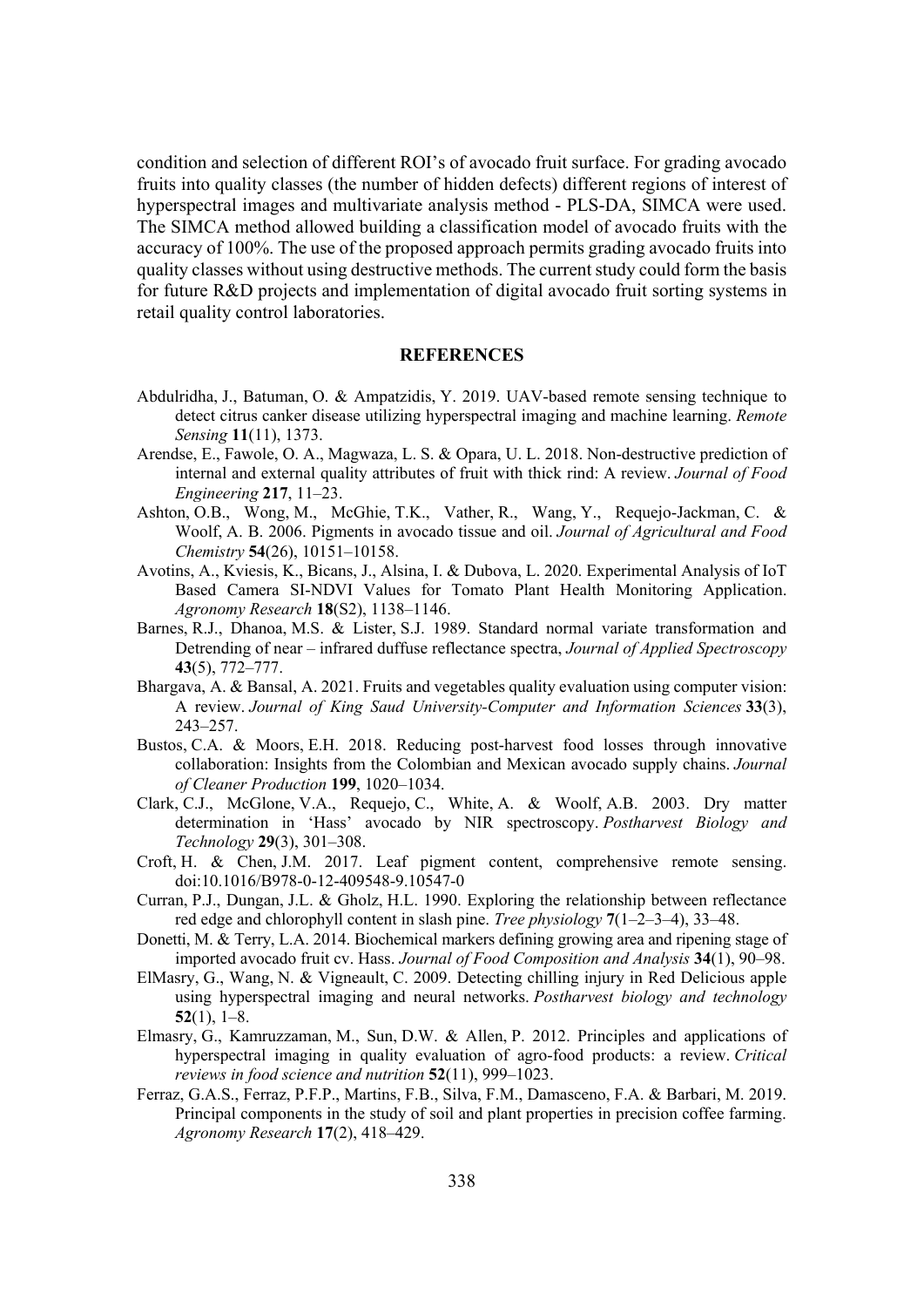condition and selection of different ROI's of avocado fruit surface. For grading avocado fruits into quality classes (the number of hidden defects) different regions of interest of hyperspectral images and multivariate analysis method - PLS-DA, SIMCA were used. The SIMCA method allowed building a classification model of avocado fruits with the accuracy of 100%. The use of the proposed approach permits grading avocado fruits into quality classes without using destructive methods. The current study could form the basis for future R&D projects and implementation of digital avocado fruit sorting systems in retail quality control laboratories.

## REFERENCES

Abdulridha, J., Batuman, O. & Ampatzidis, Y. 2019. UAV-based remote sensing technique to detect citrus canker disease utilizing hyperspectral imaging and machine learning. *Remote Sensing* **11**(11), 1373.

Arendse, E., Fawole, O. A., Magwaza, L. S. & Opara, U. L. 2018. Non-destructive prediction of internal and external quality attributes of fruit with thick rind: A review. *Journal of Food Engineering* **217**, 11–23.

Ashton, O.B., Wong, M., McGhie, T.K., Vather, R., Wang, Y., Requejo-Jackman, C. & Woolf, A. B. 2006. Pigments in avocado tissue and oil. *Journal of Agricultural and Food Chemistry* **54**(26), 10151–10158.

Avotins, A., Kviesis, K., Bicans, J., Alsina, I. & Dubova, L. 2020. Experimental Analysis of IoT Based Camera SI-NDVI Values for Tomato Plant Health Monitoring Application. *Agronomy Research* **18**(S2), 1138–1146.

Barnes, R.J., Dhanoa, M.S. & Lister, S.J. 1989. Standard normal variate transformation and Detrending of near – infrared duffuse reflectance spectra, *Journal of Applied Spectroscopy* **43**(5), 772–777.

Bhargava, A. & Bansal, A. 2021. Fruits and vegetables quality evaluation using computer vision: A review. *Journal of King Saud University-Computer and Information Sciences* **33**(3), 243–257.

Bustos, C.A. & Moors, E.H. 2018. Reducing post-harvest food losses through innovative collaboration: Insights from the Colombian and Mexican avocado supply chains. *Journal of Cleaner Production* **199**, 1020–1034.

Clark, C.J., McGlone, V.A., Requejo, C., White, A. & Woolf, A.B. 2003. Dry matter determination in 'Hass' avocado by NIR spectroscopy. *Postharvest Biology and Technology* **29**(3), 301–308.

Croft, H. & Chen, J.M. 2017. Leaf pigment content, comprehensive remote sensing. doi:10.1016/B978-0-12-409548-9.10547-0

Curran, P.J., Dungan, J.L. & Gholz, H.L. 1990. Exploring the relationship between reflectance red edge and chlorophyll content in slash pine. *Tree physiology* **7**(1–2–3–4), 33–48.

Donetti, M. & Terry, L.A. 2014. Biochemical markers defining growing area and ripening stage of imported avocado fruit cv. Hass. *Journal of Food Composition and Analysis* **34**(1), 90–98.

ElMasry, G., Wang, N. & Vigneault, C. 2009. Detecting chilling injury in Red Delicious apple using hyperspectral imaging and neural networks. *Postharvest biology and technology* **52**(1), 1–8.

Elmasry, G., Kamruzzaman, M., Sun, D.W. & Allen, P. 2012. Principles and applications of hyperspectral imaging in quality evaluation of agro-food products: a review. *Critical reviews in food science and nutrition* **52**(11), 999–1023.

Ferraz, G.A.S., Ferraz, P.F.P., Martins, F.B., Silva, F.M., Damasceno, F.A. & Barbari, M. 2019. Principal components in the study of soil and plant properties in precision coffee farming. *Agronomy Research* **17**(2), 418–429.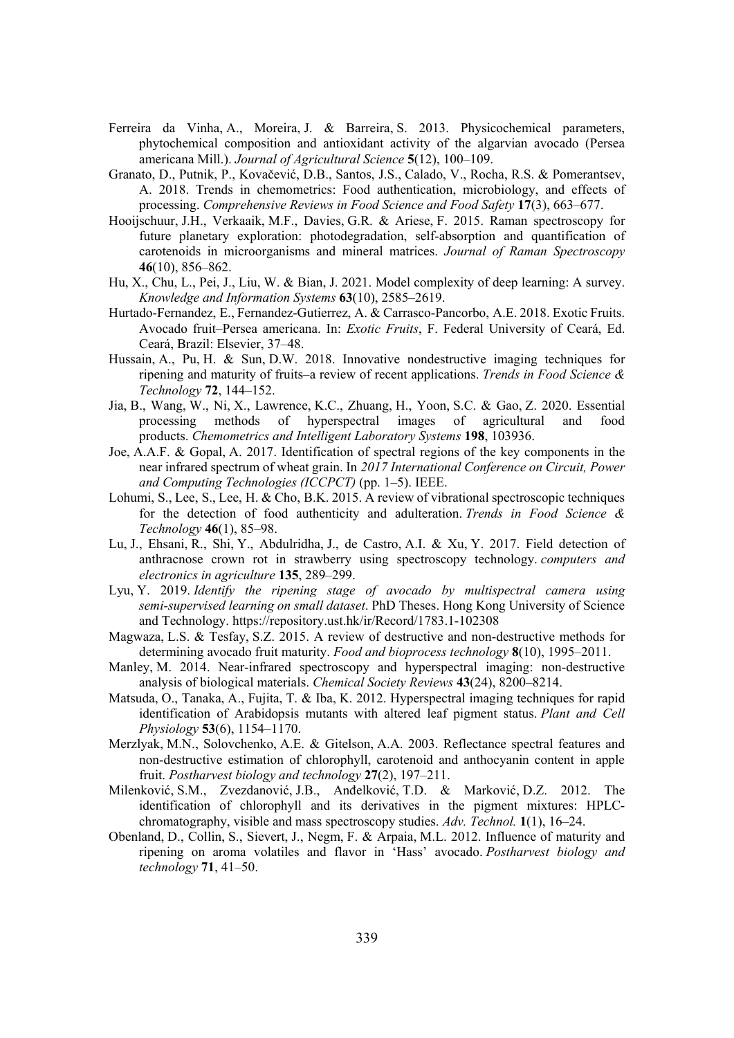Ferreira da Vinha, A., Moreira, J. & Barreira, S. 2013. Physicochemical parameters, phytochemical composition and antioxidant activity of the algarvian avocado (Persea americana Mill.). *Journal of Agricultural Science* **5**(12), 100–109.

Granato, D., Putnik, P., Kovačević, D.B., Santos, J.S., Calado, V., Rocha, R.S. & Pomerantsev, A. 2018. Trends in chemometrics: Food authentication, microbiology, and effects of processing. *Comprehensive Reviews in Food Science and Food Safety* **17**(3), 663–677.

Hooijschuur, J.H., Verkaaik, M.F., Davies, G.R. & Ariese, F. 2015. Raman spectroscopy for future planetary exploration: photodegradation, self-absorption and quantification of carotenoids in microorganisms and mineral matrices. *Journal of Raman Spectroscopy* **46**(10), 856–862.

Hu, X., Chu, L., Pei, J., Liu, W. & Bian, J. 2021. Model complexity of deep learning: A survey. *Knowledge and Information Systems* **63**(10), 2585–2619.

Hurtado-Fernandez, E., Fernandez-Gutierrez, A. & Carrasco-Pancorbo, A.E. 2018. Exotic Fruits. Avocado fruit–Persea americana. In: *Exotic Fruits*, F. Federal University of Ceará, Ed. Ceará, Brazil: Elsevier, 37–48.

Hussain, A., Pu, H. & Sun, D.W. 2018. Innovative nondestructive imaging techniques for ripening and maturity of fruits–a review of recent applications. *Trends in Food Science & Technology* **72**, 144–152.

Jia, B., Wang, W., Ni, X., Lawrence, K.C., Zhuang, H., Yoon, S.C. & Gao, Z. 2020. Essential processing methods of hyperspectral images of agricultural and food products. *Chemometrics and Intelligent Laboratory Systems* **198**, 103936.

Joe, A.A.F. & Gopal, A. 2017. Identification of spectral regions of the key components in the near infrared spectrum of wheat grain. In *2017 International Conference on Circuit, Power and Computing Technologies (ICCPCT)* (pp. 1–5). IEEE.

Lohumi, S., Lee, S., Lee, H. & Cho, B.K. 2015. A review of vibrational spectroscopic techniques for the detection of food authenticity and adulteration. *Trends in Food Science & Technology* **46**(1), 85–98.

Lu, J., Ehsani, R., Shi, Y., Abdulridha, J., de Castro, A.I. & Xu, Y. 2017. Field detection of anthracnose crown rot in strawberry using spectroscopy technology. *computers and electronics in agriculture* **135**, 289–299.

Lyu, Y. 2019. *Identify the ripening stage of avocado by multispectral camera using semi-supervised learning on small dataset*. PhD Theses. Hong Kong University of Science and Technology. https://repository.ust.hk/ir/Record/1783.1-102308

Magwaza, L.S. & Tesfay, S.Z. 2015. A review of destructive and non-destructive methods for determining avocado fruit maturity. *Food and bioprocess technology* **8**(10), 1995–2011.

Manley, M. 2014. Near-infrared spectroscopy and hyperspectral imaging: non-destructive analysis of biological materials. *Chemical Society Reviews* **43**(24), 8200–8214.

Matsuda, O., Tanaka, A., Fujita, T. & Iba, K. 2012. Hyperspectral imaging techniques for rapid identification of Arabidopsis mutants with altered leaf pigment status. *Plant and Cell Physiology* **53**(6), 1154–1170.

Merzlyak, M.N., Solovchenko, A.E. & Gitelson, A.A. 2003. Reflectance spectral features and non-destructive estimation of chlorophyll, carotenoid and anthocyanin content in apple fruit. *Postharvest biology and technology* **27**(2), 197–211.

Milenković, S.M., Zvezdanović, J.B., Anđelković, T.D. & Marković, D.Z. 2012. The identification of chlorophyll and its derivatives in the pigment mixtures: HPLC-chromatography, visible and mass spectroscopy studies. *Adv. Technol.* **1**(1), 16–24.

Obenland, D., Collin, S., Sievert, J., Negm, F. & Arpaia, M.L. 2012. Influence of maturity and ripening on aroma volatiles and flavor in 'Hass' avocado. *Postharvest biology and technology* **71**, 41–50.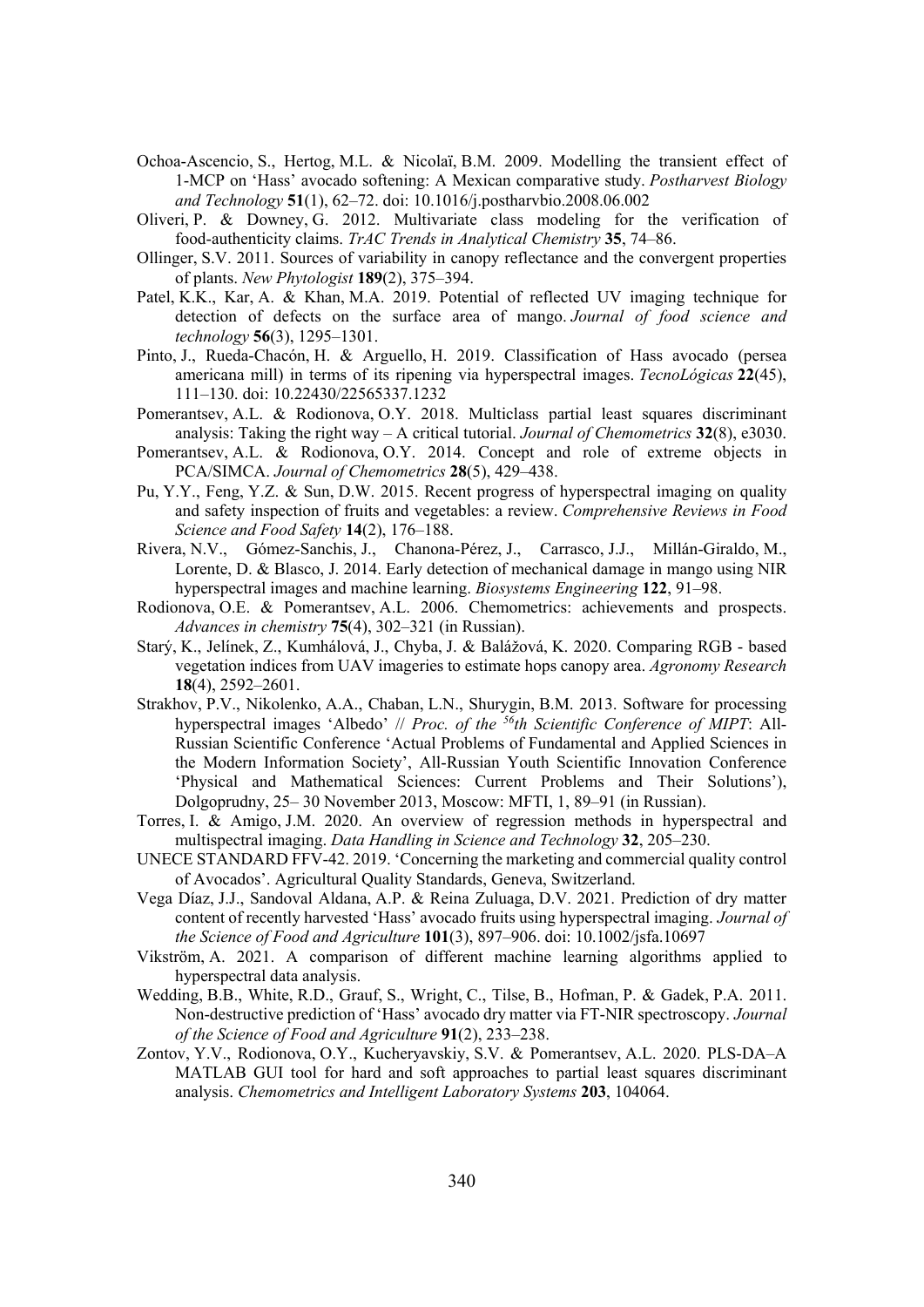Ochoa-Ascencio, S., Hertog, M.L. & Nicolaï, B.M. 2009. Modelling the transient effect of 1-MCP on 'Hass' avocado softening: A Mexican comparative study. *Postharvest Biology and Technology* **51**(1), 62–72. doi: 10.1016/j.postharvbio.2008.06.002

Oliveri, P. & Downey, G. 2012. Multivariate class modeling for the verification of food-authenticity claims. *TrAC Trends in Analytical Chemistry* **35**, 74–86.

Ollinger, S.V. 2011. Sources of variability in canopy reflectance and the convergent properties of plants. *New Phytologist* **189**(2), 375–394.

Patel, K.K., Kar, A. & Khan, M.A. 2019. Potential of reflected UV imaging technique for detection of defects on the surface area of mango. *Journal of food science and technology* **56**(3), 1295–1301.

Pinto, J., Rueda-Chacón, H. & Arguello, H. 2019. Classification of Hass avocado (persea americana mill) in terms of its ripening via hyperspectral images. *TecnoLógicas* **22**(45), 111–130. doi: 10.22430/22565337.1232

Pomerantsev, A.L. & Rodionova, O.Y. 2018. Multiclass partial least squares discriminant analysis: Taking the right way – A critical tutorial. *Journal of Chemometrics* **32**(8), e3030.

Pomerantsev, A.L. & Rodionova, O.Y. 2014. Concept and role of extreme objects in PCA/SIMCA. *Journal of Chemometrics* **28**(5), 429–438.

Pu, Y.Y., Feng, Y.Z. & Sun, D.W. 2015. Recent progress of hyperspectral imaging on quality and safety inspection of fruits and vegetables: a review. *Comprehensive Reviews in Food Science and Food Safety* **14**(2), 176–188.

Rivera, N.V., Gómez-Sanchis, J., Chanona-Pérez, J., Carrasco, J.J., Millán-Giraldo, M., Lorente, D. & Blasco, J. 2014. Early detection of mechanical damage in mango using NIR hyperspectral images and machine learning. *Biosystems Engineering* **122**, 91–98.

Rodionova, O.E. & Pomerantsev, A.L. 2006. Chemometrics: achievements and prospects. *Advances in chemistry* **75**(4), 302–321 (in Russian).

Starý, K., Jelínek, Z., Kumhálová, J., Chyba, J. & Balážová, K. 2020. Comparing RGB - based vegetation indices from UAV imageries to estimate hops canopy area. *Agronomy Research* **18**(4), 2592–2601.

Strakhov, P.V., Nikolenko, A.A., Chaban, L.N., Shurygin, B.M. 2013. Software for processing hyperspectral images 'Albedo' // *Proc. of the 56th Scientific Conference of MIPT*: All-Russian Scientific Conference 'Actual Problems of Fundamental and Applied Sciences in the Modern Information Society', All-Russian Youth Scientific Innovation Conference 'Physical and Mathematical Sciences: Current Problems and Their Solutions'), Dolgoprudny, 25– 30 November 2013, Moscow: MFTI, 1, 89–91 (in Russian).

Torres, I. & Amigo, J.M. 2020. An overview of regression methods in hyperspectral and multispectral imaging. *Data Handling in Science and Technology* **32**, 205–230.

UNECE STANDARD FFV-42. 2019. 'Concerning the marketing and commercial quality control of Avocados'. Agricultural Quality Standards, Geneva, Switzerland.

Vega Díaz, J.J., Sandoval Aldana, A.P. & Reina Zuluaga, D.V. 2021. Prediction of dry matter content of recently harvested 'Hass' avocado fruits using hyperspectral imaging. *Journal of the Science of Food and Agriculture* **101**(3), 897–906. doi: 10.1002/jsfa.10697

Vikström, A. 2021. A comparison of different machine learning algorithms applied to hyperspectral data analysis.

Wedding, B.B., White, R.D., Grauf, S., Wright, C., Tilse, B., Hofman, P. & Gadek, P.A. 2011. Non-destructive prediction of 'Hass' avocado dry matter via FT-NIR spectroscopy. *Journal of the Science of Food and Agriculture* **91**(2), 233–238.

Zontov, Y.V., Rodionova, O.Y., Kucheryavskiy, S.V. & Pomerantsev, A.L. 2020. PLS-DA–A MATLAB GUI tool for hard and soft approaches to partial least squares discriminant analysis. *Chemometrics and Intelligent Laboratory Systems* **203**, 104064.